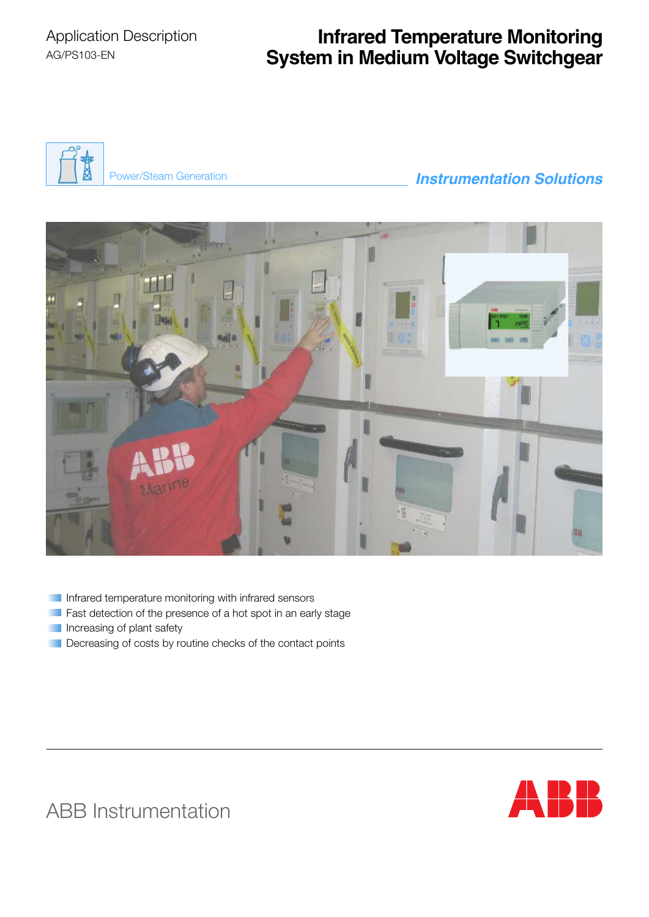Application Description
AG/PS103-EN

# Infrared Temperature Monitoring System in Medium Voltage Switchgear

Power/Steam Generation

***Instrumentation Solutions***

- Infrared temperature monitoring with infrared sensors
- Fast detection of the presence of a hot spot in an early stage
- Increasing of plant safety
- Decreasing of costs by routine checks of the contact points

ABB Instrumentation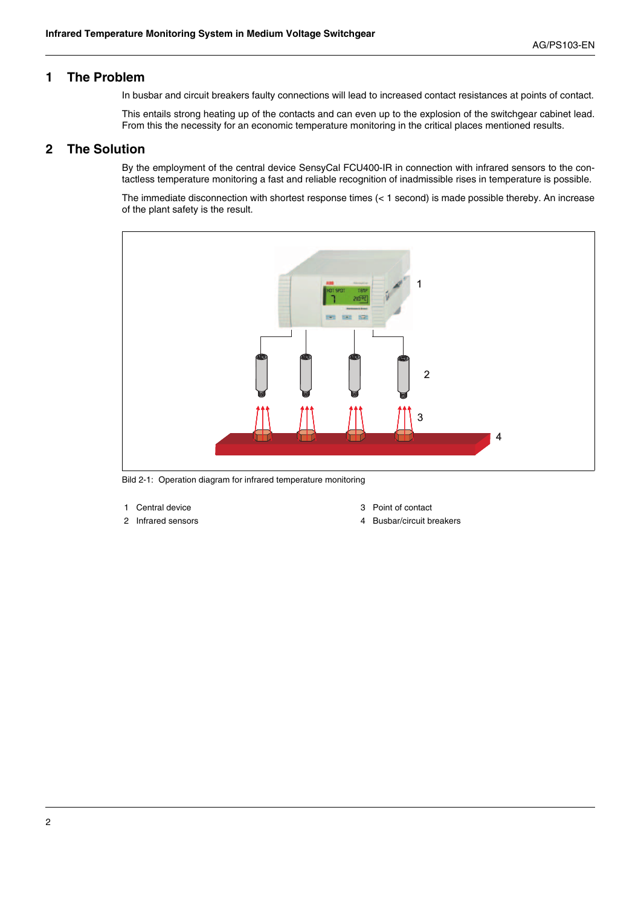# 1 The Problem

In busbar and circuit breakers faulty connections will lead to increased contact resistances at points of contact.

This entails strong heating up of the contacts and can even up to the explosion of the switchgear cabinet lead. From this the necessity for an economic temperature monitoring in the critical places mentioned results.

# 2 The Solution

By the employment of the central device SensyCal FCU400-IR in connection with infrared sensors to the contactless temperature monitoring a fast and reliable recognition of inadmissible rises in temperature is possible.

The immediate disconnection with shortest response times (< 1 second) is made possible thereby. An increase of the plant safety is the result.

Bild 2-1: Operation diagram for infrared temperature monitoring

1 Central device

2 Infrared sensors

3 Point of contact

4 Busbar/circuit breakers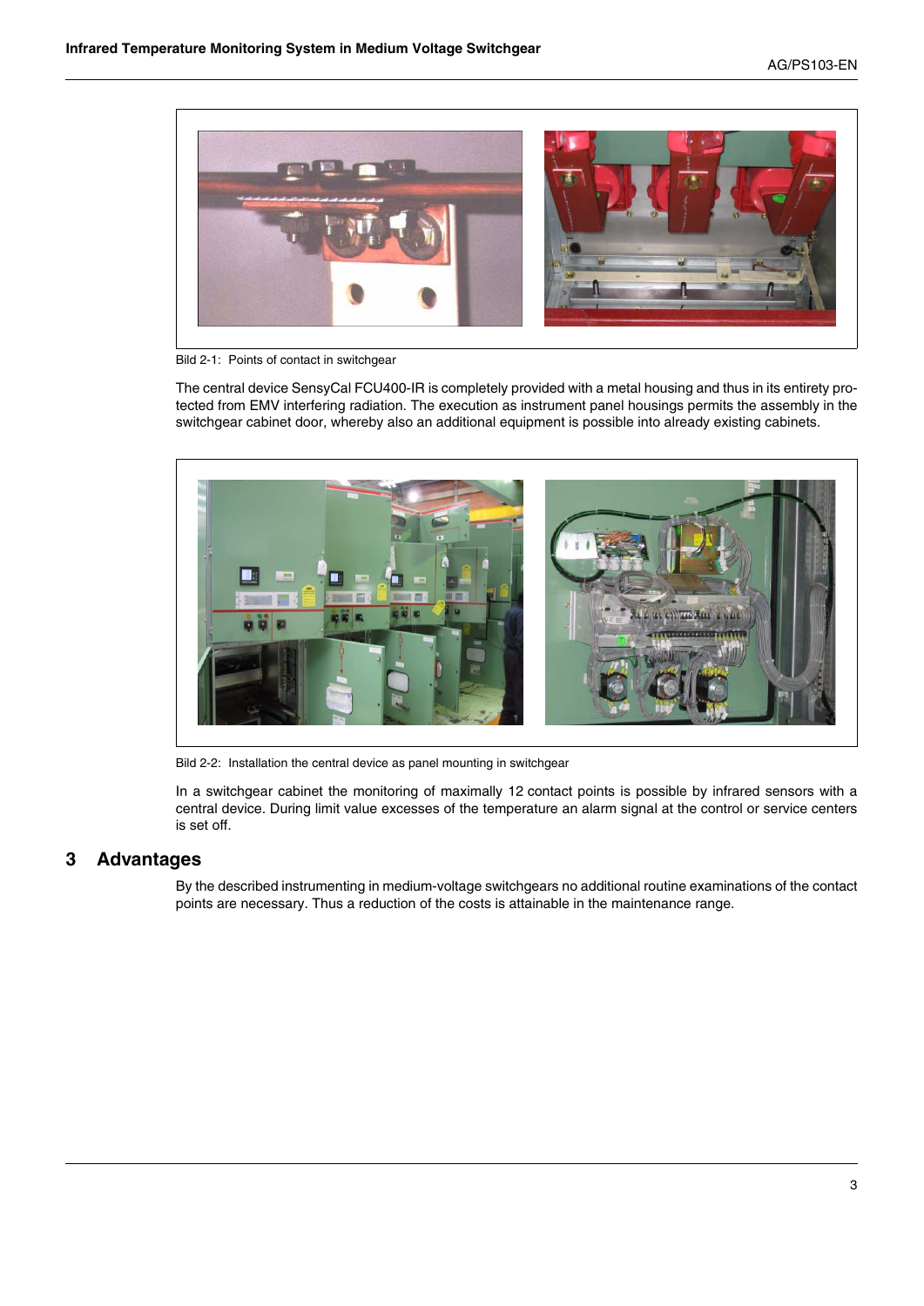Bild 2-1: Points of contact in switchgear

The central device SensyCal FCU400-IR is completely provided with a metal housing and thus in its entirety protected from EMV interfering radiation. The execution as instrument panel housings permits the assembly in the switchgear cabinet door, whereby also an additional equipment is possible into already existing cabinets.

Bild 2-2: Installation the central device as panel mounting in switchgear

In a switchgear cabinet the monitoring of maximally 12 contact points is possible by infrared sensors with a central device. During limit value excesses of the temperature an alarm signal at the control or service centers is set off.

## 3 Advantages

By the described instrumenting in medium-voltage switchgears no additional routine examinations of the contact points are necessary. Thus a reduction of the costs is attainable in the maintenance range.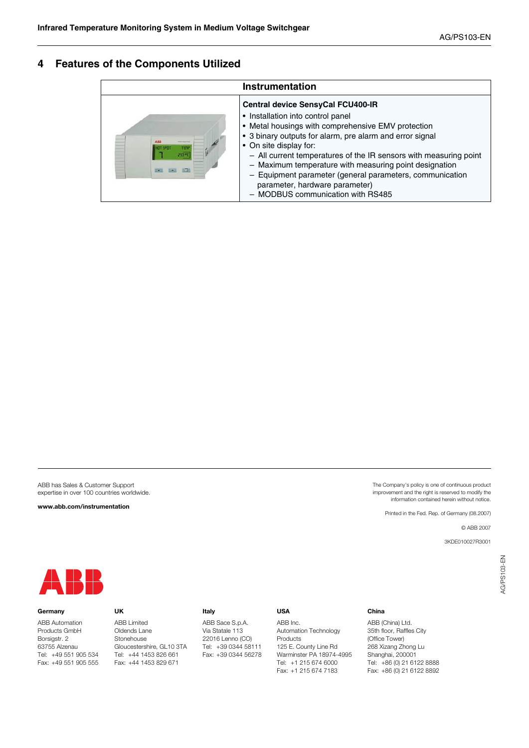## 4 Features of the Components Utilized

| Instrumentation | |
|---|---|
| | **Central device SensyCal FCU400-IR**<br>• Installation into control panel<br>• Metal housings with comprehensive EMV protection<br>• 3 binary outputs for alarm, pre alarm and error signal<br>• On site display for:<br>– All current temperatures of the IR sensors with measuring point<br>– Maximum temperature with measuring point designation<br>– Equipment parameter (general parameters, communication parameter, hardware parameter)<br>– MODBUS communication with RS485 |

ABB has Sales & Customer Support expertise in over 100 countries worldwide.

**www.abb.com/instrumentation**

The Company's policy is one of continuous product improvement and the right is reserved to modify the information contained herein without notice.

Printed in the Fed. Rep. of Germany (08.2007)

© ABB 2007

3KDE010027R3001

**Germany**
ABB Automation Products GmbH
Borsigstr. 2
63755 Alzenau
Tel: +49 551 905 534
Fax: +49 551 905 555

**UK**
ABB Limited
Oldends Lane
Stonehouse
Gloucestershire, GL10 3TA
Tel: +44 1453 826 661
Fax: +44 1453 829 671

**Italy**
ABB Sace S.p.A.
Via Statale 113
22016 Lenno (CO)
Tel: +39 0344 58111
Fax: +39 0344 56278

**USA**
ABB Inc.
Automation Technology Products
125 E. County Line Rd
Warminster PA 18974-4995
Tel: +1 215 674 6000
Fax: +1 215 674 7183

**China**
ABB (China) Ltd.
35th floor, Raffles City (Office Tower)
268 Xizang Zhong Lu
Shanghai, 200001
Tel: +86 (0) 21 6122 8888
Fax: +86 (0) 21 6122 8892

AG/PS103-EN